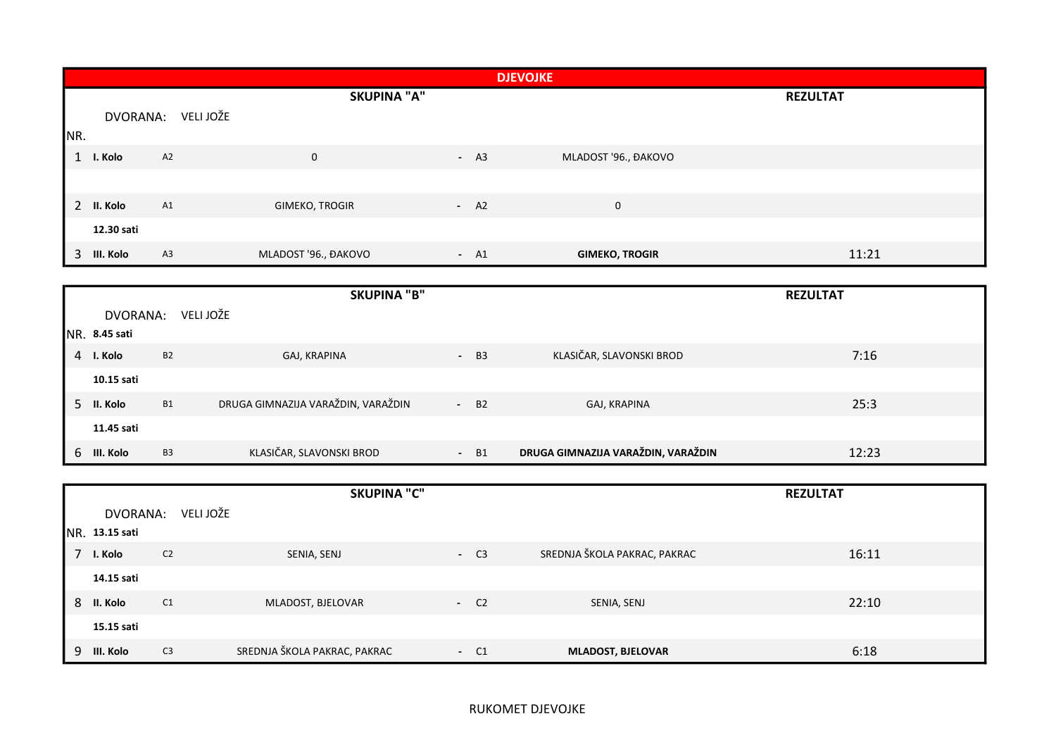## DJEVOJKE

### SKUPINA "A"

DVORANA: VELI JOŽE

| NR. | | | | | | | REZULTAT |
|---|---|---|---|---|---|---|---|
| 1 | I. Kolo | A2 | 0 | - | A3 | MLADOST '96., ĐAKOVO | |
| 2 | II. Kolo | A1 | GIMEKO, TROGIR | - | A2 | 0 | |
| | 12.30 sati | | | | | | |
| 3 | III. Kolo | A3 | MLADOST '96., ĐAKOVO | - | A1 | **GIMEKO, TROGIR** | 11:21 |

### SKUPINA "B"

DVORANA: VELI JOŽE

| NR. | | | | | | | REZULTAT |
|---|---|---|---|---|---|---|---|
| | 8.45 sati | | | | | | |
| 4 | I. Kolo | B2 | GAJ, KRAPINA | - | B3 | KLASIČAR, SLAVONSKI BROD | 7:16 |
| | 10.15 sati | | | | | | |
| 5 | II. Kolo | B1 | DRUGA GIMNAZIJA VARAŽDIN, VARAŽDIN | - | B2 | GAJ, KRAPINA | 25:3 |
| | 11.45 sati | | | | | | |
| 6 | III. Kolo | B3 | KLASIČAR, SLAVONSKI BROD | - | B1 | **DRUGA GIMNAZIJA VARAŽDIN, VARAŽDIN** | 12:23 |

### SKUPINA "C"

DVORANA: VELI JOŽE

| NR. | | | | | | | REZULTAT |
|---|---|---|---|---|---|---|---|
| | 13.15 sati | | | | | | |
| 7 | I. Kolo | C2 | SENIA, SENJ | - | C3 | SREDNJA ŠKOLA PAKRAC, PAKRAC | 16:11 |
| | 14.15 sati | | | | | | |
| 8 | II. Kolo | C1 | MLADOST, BJELOVAR | - | C2 | SENIA, SENJ | 22:10 |
| | 15.15 sati | | | | | | |
| 9 | III. Kolo | C3 | SREDNJA ŠKOLA PAKRAC, PAKRAC | - | C1 | **MLADOST, BJELOVAR** | 6:18 |

RUKOMET DJEVOJKE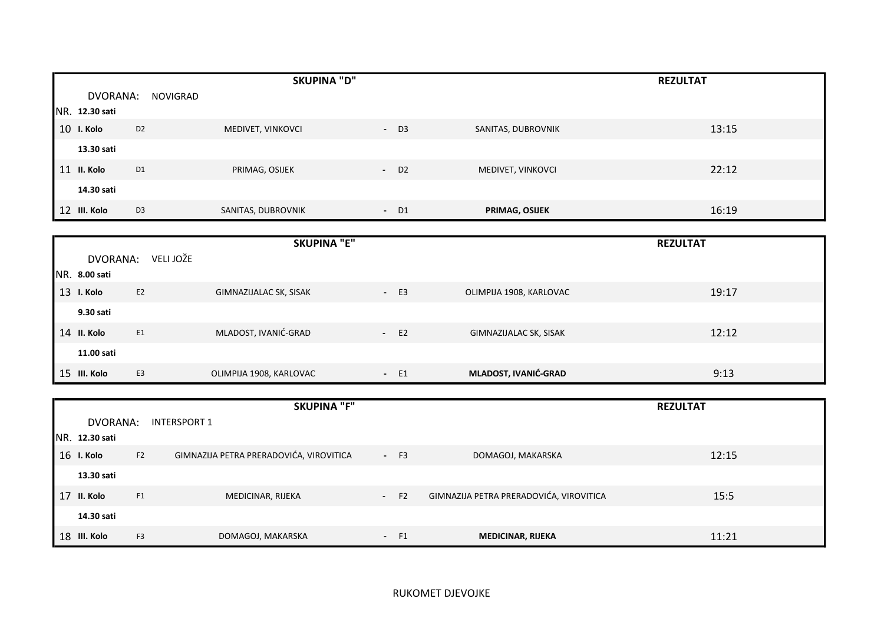| NR. | | | SKUPINA "D" | | | | REZULTAT |
|---|---|---|---|---|---|---|---|
| | DVORANA: | NOVIGRAD | | | | | |
| | 12.30 sati | | | | | | |
| 10 | **I. Kolo** | D2 | MEDIVET, VINKOVCI | - | D3 | SANITAS, DUBROVNIK | 13:15 |
| | **13.30 sati** | | | | | | |
| 11 | **II. Kolo** | D1 | PRIMAG, OSIJEK | - | D2 | MEDIVET, VINKOVCI | 22:12 |
| | **14.30 sati** | | | | | | |
| 12 | **III. Kolo** | D3 | SANITAS, DUBROVNIK | - | D1 | **PRIMAG, OSIJEK** | 16:19 |

| NR. | | | SKUPINA "E" | | | | REZULTAT |
|---|---|---|---|---|---|---|---|
| | DVORANA: | VELI JOŽE | | | | | |
| | 8.00 sati | | | | | | |
| 13 | **I. Kolo** | E2 | GIMNAZIJALAC SK, SISAK | - | E3 | OLIMPIJA 1908, KARLOVAC | 19:17 |
| | **9.30 sati** | | | | | | |
| 14 | **II. Kolo** | E1 | MLADOST, IVANIĆ-GRAD | - | E2 | GIMNAZIJALAC SK, SISAK | 12:12 |
| | **11.00 sati** | | | | | | |
| 15 | **III. Kolo** | E3 | OLIMPIJA 1908, KARLOVAC | - | E1 | **MLADOST, IVANIĆ-GRAD** | 9:13 |

| NR. | | | SKUPINA "F" | | | | REZULTAT |
|---|---|---|---|---|---|---|---|
| | DVORANA: | INTERSPORT 1 | | | | | |
| | 12.30 sati | | | | | | |
| 16 | **I. Kolo** | F2 | GIMNAZIJA PETRA PRERADOVIĆA, VIROVITICA | - | F3 | DOMAGOJ, MAKARSKA | 12:15 |
| | **13.30 sati** | | | | | | |
| 17 | **II. Kolo** | F1 | MEDICINAR, RIJEKA | - | F2 | GIMNAZIJA PETRA PRERADOVIĆA, VIROVITICA | 15:5 |
| | **14.30 sati** | | | | | | |
| 18 | **III. Kolo** | F3 | DOMAGOJ, MAKARSKA | - | F1 | **MEDICINAR, RIJEKA** | 11:21 |

RUKOMET DJEVOJKE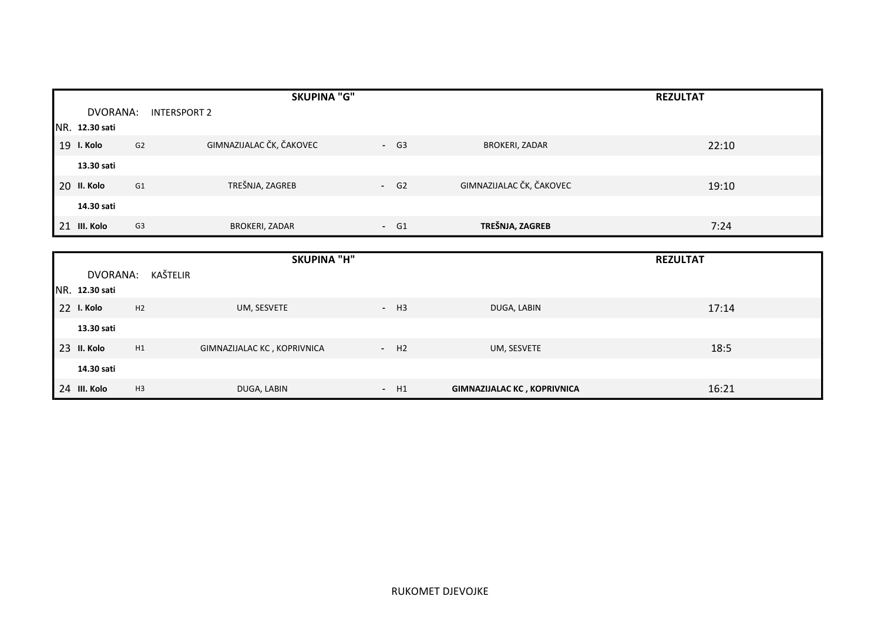| NR. | | | SKUPINA "G" | | | | REZULTAT |
|---|---|---|---|---|---|---|---|
| | DVORANA: | INTERSPORT 2 | | | | | |
| | 12.30 sati | | | | | | |
| 19 | **I. Kolo** | G2 | GIMNAZIJALAC ČK, ČAKOVEC | - | G3 | BROKERI, ZADAR | 22:10 |
| | **13.30 sati** | | | | | | |
| 20 | **II. Kolo** | G1 | TREŠNJA, ZAGREB | - | G2 | GIMNAZIJALAC ČK, ČAKOVEC | 19:10 |
| | **14.30 sati** | | | | | | |
| 21 | **III. Kolo** | G3 | BROKERI, ZADAR | - | G1 | **TREŠNJA, ZAGREB** | 7:24 |

| NR. | | | SKUPINA "H" | | | | REZULTAT |
|---|---|---|---|---|---|---|---|
| | DVORANA: | KAŠTELIR | | | | | |
| | 12.30 sati | | | | | | |
| 22 | **I. Kolo** | H2 | UM, SESVETE | - | H3 | DUGA, LABIN | 17:14 |
| | **13.30 sati** | | | | | | |
| 23 | **II. Kolo** | H1 | GIMNAZIJALAC KC , KOPRIVNICA | - | H2 | UM, SESVETE | 18:5 |
| | **14.30 sati** | | | | | | |
| 24 | **III. Kolo** | H3 | DUGA, LABIN | - | H1 | **GIMNAZIJALAC KC , KOPRIVNICA** | 16:21 |

RUKOMET DJEVOJKE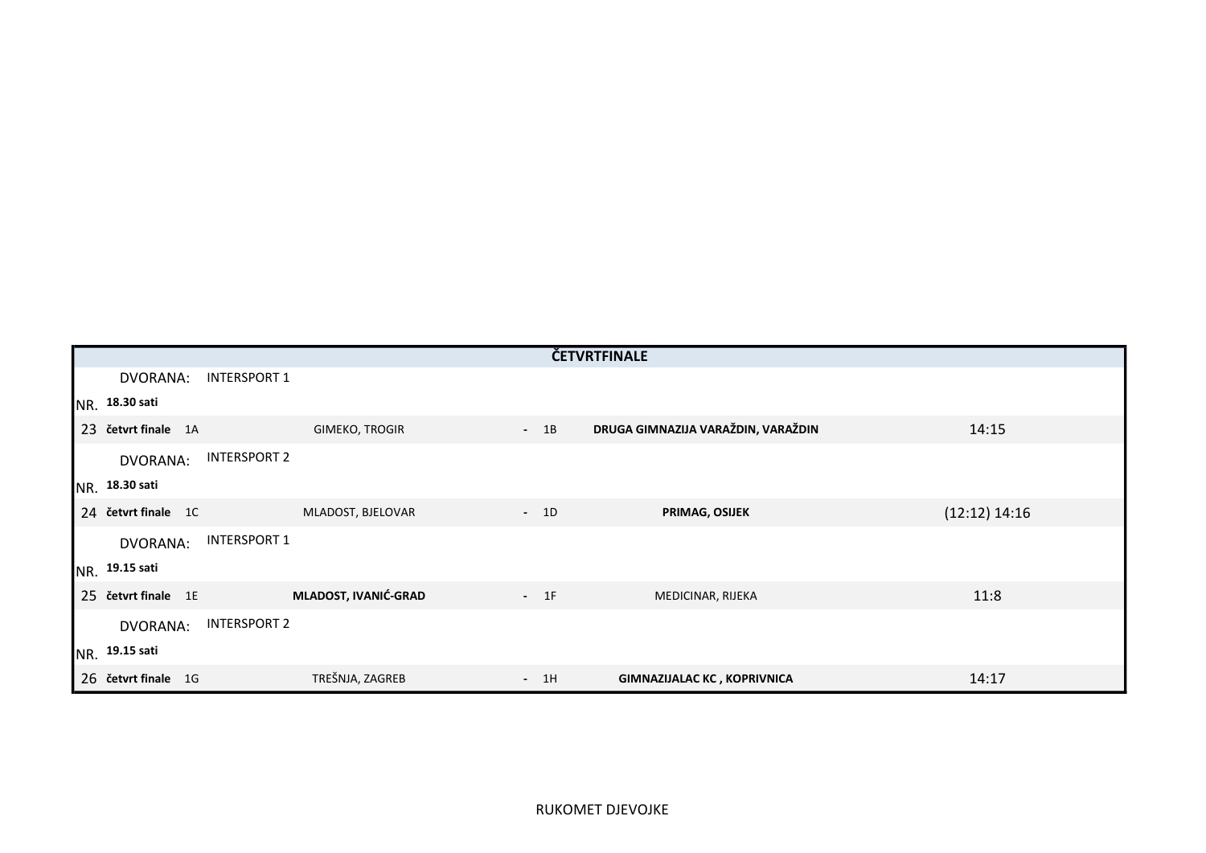| ČETVRTFINALE | | | | | | | |
|---|---|---|---|---|---|---|---|
| | DVORANA: | INTERSPORT 1 | | | | | |
| NR. | 18.30 sati | | | | | | |
| 23 | **četvrt finale** | 1A | GIMEKO, TROGIR | - | 1B | **DRUGA GIMNAZIJA VARAŽDIN, VARAŽDIN** | 14:15 |
| | DVORANA: | INTERSPORT 2 | | | | | |
| NR. | 18.30 sati | | | | | | |
| 24 | **četvrt finale** | 1C | MLADOST, BJELOVAR | - | 1D | **PRIMAG, OSIJEK** | (12:12) 14:16 |
| | DVORANA: | INTERSPORT 1 | | | | | |
| NR. | 19.15 sati | | | | | | |
| 25 | **četvrt finale** | 1E | **MLADOST, IVANIĆ-GRAD** | - | 1F | MEDICINAR, RIJEKA | 11:8 |
| | DVORANA: | INTERSPORT 2 | | | | | |
| NR. | 19.15 sati | | | | | | |
| 26 | **četvrt finale** | 1G | TREŠNJA, ZAGREB | - | 1H | **GIMNAZIJALAC KC , KOPRIVNICA** | 14:17 |

RUKOMET DJEVOJKE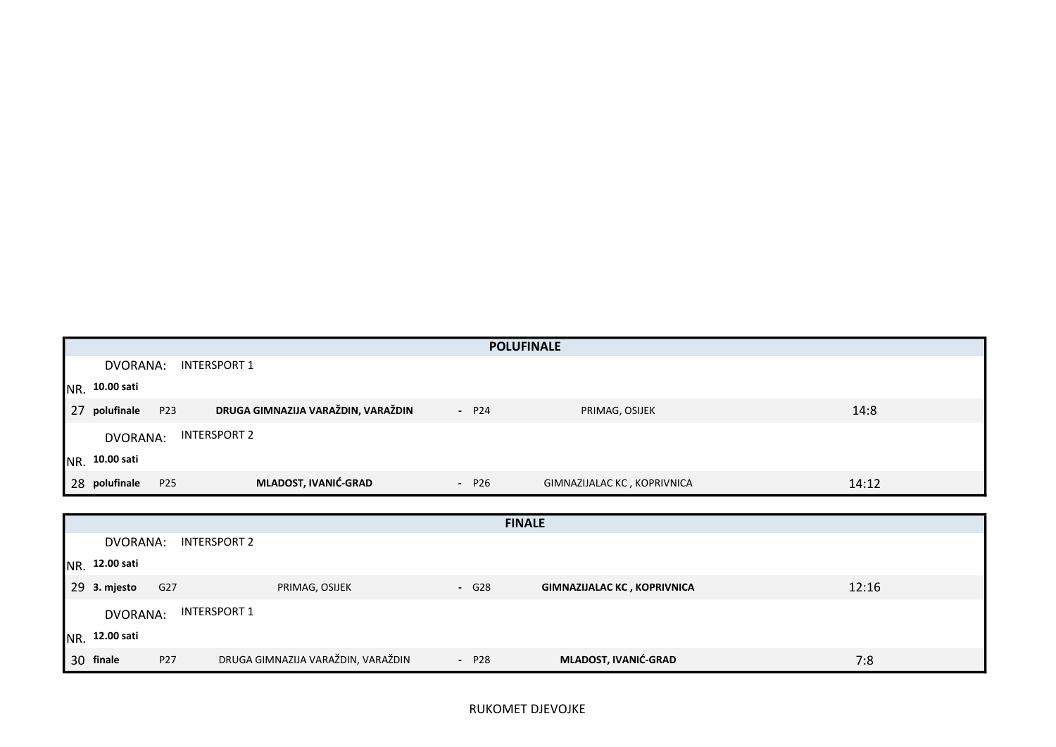## POLUFINALE

| | | | | | | |
|---|---|---|---|---|---|---|
| | DVORANA: | INTERSPORT 1 | | | | |
| NR. | 10.00 sati | | | | | |
| 27 | polufinale | P23 | **DRUGA GIMNAZIJA VARAŽDIN, VARAŽDIN** | - P24 | PRIMAG, OSIJEK | 14:8 |
| | DVORANA: | INTERSPORT 2 | | | | |
| NR. | 10.00 sati | | | | | |
| 28 | polufinale | P25 | **MLADOST, IVANIĆ-GRAD** | - P26 | GIMNAZIJALAC KC , KOPRIVNICA | 14:12 |

## FINALE

| | | | | | | |
|---|---|---|---|---|---|---|
| | DVORANA: | INTERSPORT 2 | | | | |
| NR. | 12.00 sati | | | | | |
| 29 | 3. mjesto | G27 | PRIMAG, OSIJEK | - G28 | **GIMNAZIJALAC KC , KOPRIVNICA** | 12:16 |
| | DVORANA: | INTERSPORT 1 | | | | |
| NR. | 12.00 sati | | | | | |
| 30 | finale | P27 | DRUGA GIMNAZIJA VARAŽDIN, VARAŽDIN | - P28 | **MLADOST, IVANIĆ-GRAD** | 7:8 |

RUKOMET DJEVOJKE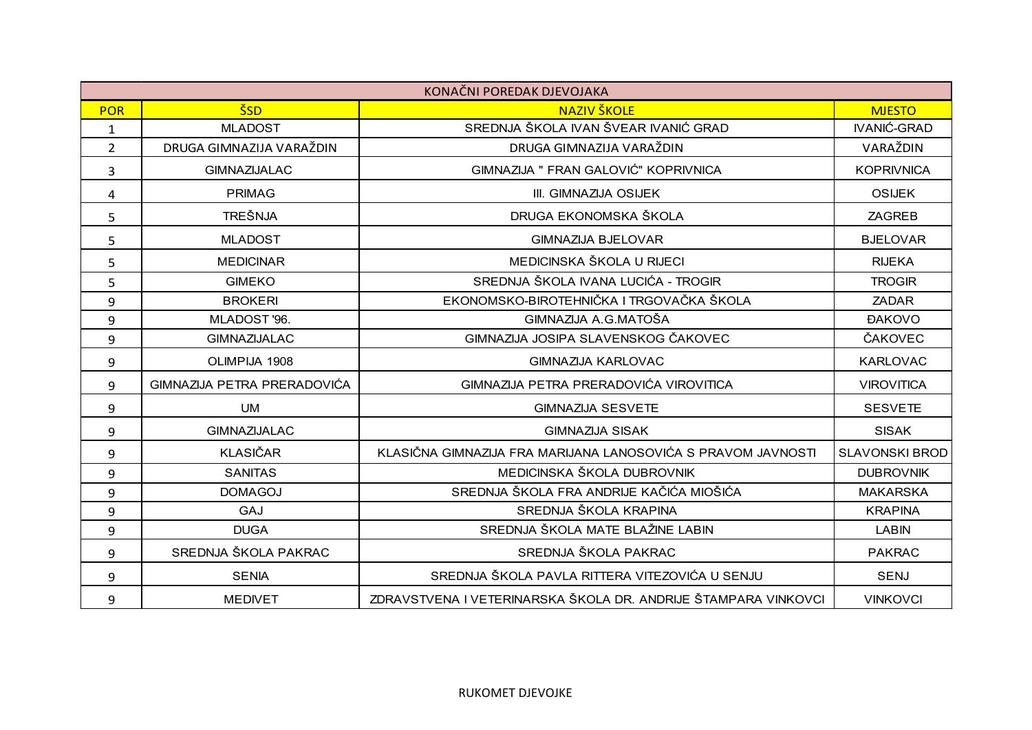| KONAČNI POREDAK DJEVOJAKA | | | |
|---|---|---|---|
| POR | ŠSD | NAZIV ŠKOLE | MJESTO |
| 1 | MLADOST | SREDNJA ŠKOLA IVAN ŠVEAR IVANIĆ GRAD | IVANIĆ-GRAD |
| 2 | DRUGA GIMNAZIJA VARAŽDIN | DRUGA GIMNAZIJA VARAŽDIN | VARAŽDIN |
| 3 | GIMNAZIJALAC | GIMNAZIJA " FRAN GALOVIĆ" KOPRIVNICA | KOPRIVNICA |
| 4 | PRIMAG | III. GIMNAZIJA OSIJEK | OSIJEK |
| 5 | TREŠNJA | DRUGA EKONOMSKA ŠKOLA | ZAGREB |
| 5 | MLADOST | GIMNAZIJA BJELOVAR | BJELOVAR |
| 5 | MEDICINAR | MEDICINSKA ŠKOLA U RIJECI | RIJEKA |
| 5 | GIMEKO | SREDNJA ŠKOLA IVANA LUCIĆA - TROGIR | TROGIR |
| 9 | BROKERI | EKONOMSKO-BIROTEHNIČKA I TRGOVAČKA ŠKOLA | ZADAR |
| 9 | MLADOST '96. | GIMNAZIJA A.G.MATOŠA | ĐAKOVO |
| 9 | GIMNAZIJALAC | GIMNAZIJA JOSIPA SLAVENSKOG ČAKOVEC | ČAKOVEC |
| 9 | OLIMPIJA 1908 | GIMNAZIJA KARLOVAC | KARLOVAC |
| 9 | GIMNAZIJA PETRA PRERADOVIĆA | GIMNAZIJA PETRA PRERADOVIĆA VIROVITICA | VIROVITICA |
| 9 | UM | GIMNAZIJA SESVETE | SESVETE |
| 9 | GIMNAZIJALAC | GIMNAZIJA SISAK | SISAK |
| 9 | KLASIČAR | KLASIČNA GIMNAZIJA FRA MARIJANA LANOSOVIĆA S PRAVOM JAVNOSTI | SLAVONSKI BROD |
| 9 | SANITAS | MEDICINSKA ŠKOLA DUBROVNIK | DUBROVNIK |
| 9 | DOMAGOJ | SREDNJA ŠKOLA FRA ANDRIJE KAČIĆA MIOŠIĆA | MAKARSKA |
| 9 | GAJ | SREDNJA ŠKOLA KRAPINA | KRAPINA |
| 9 | DUGA | SREDNJA ŠKOLA MATE BLAŽINE LABIN | LABIN |
| 9 | SREDNJA ŠKOLA PAKRAC | SREDNJA ŠKOLA PAKRAC | PAKRAC |
| 9 | SENIA | SREDNJA ŠKOLA PAVLA RITTERA VITEZOVIĆA U SENJU | SENJ |
| 9 | MEDIVET | ZDRAVSTVENA I VETERINARSKA ŠKOLA DR. ANDRIJE ŠTAMPARA VINKOVCI | VINKOVCI |

RUKOMET DJEVOJKE